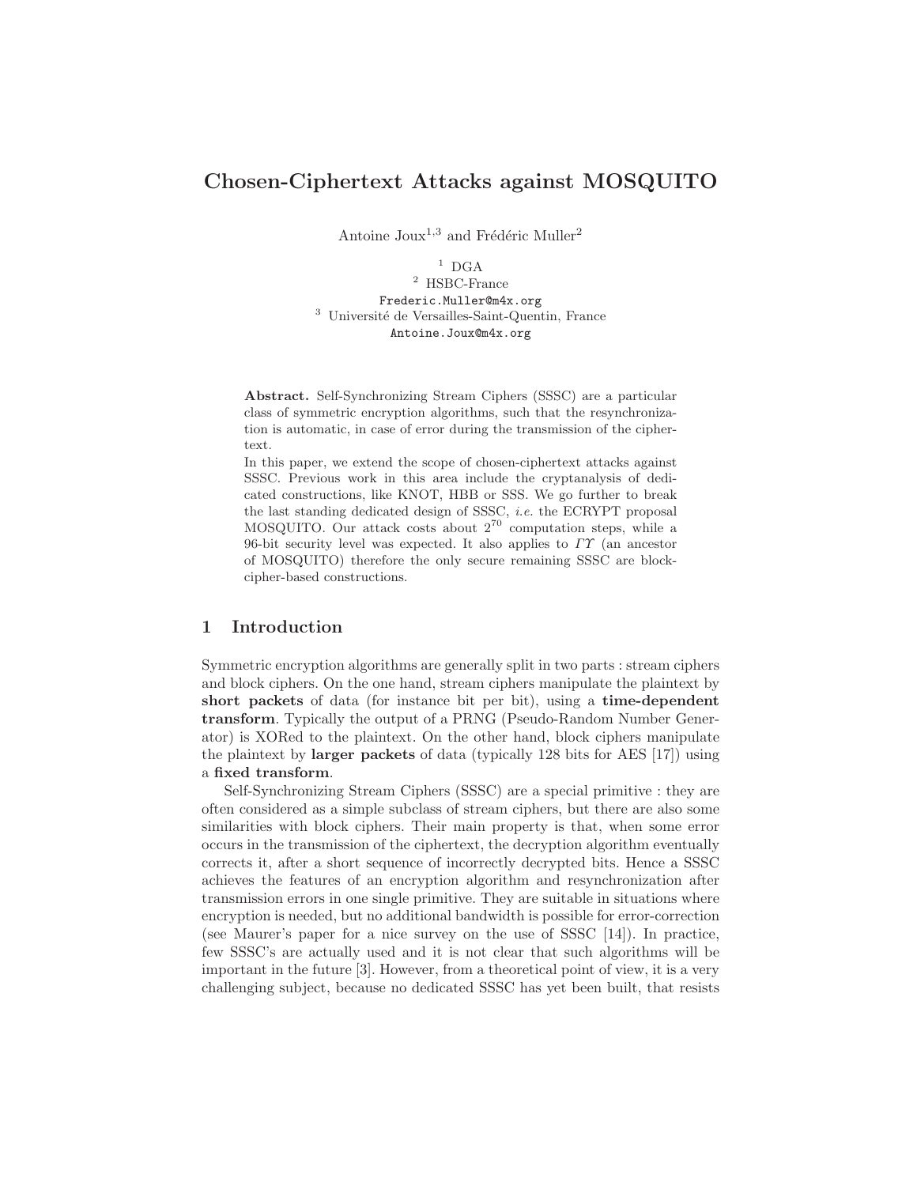# Chosen-Ciphertext Attacks against MOSQUITO

Antoine Joux[1,3] and Frédéric Muller[2]

[1] DGA
[2] HSBC-France
Frederic.Muller@m4x.org
[3] Université de Versailles-Saint-Quentin, France
Antoine.Joux@m4x.org

**Abstract.** Self-Synchronizing Stream Ciphers (SSSC) are a particular class of symmetric encryption algorithms, such that the resynchronization is automatic, in case of error during the transmission of the ciphertext.

In this paper, we extend the scope of chosen-ciphertext attacks against SSSC. Previous work in this area include the cryptanalysis of dedicated constructions, like KNOT, HBB or SSS. We go further to break the last standing dedicated design of SSSC, *i.e.* the ECRYPT proposal MOSQUITO. Our attack costs about $2^{70}$ computation steps, while a 96-bit security level was expected. It also applies to $\Gamma\Upsilon$ (an ancestor of MOSQUITO) therefore the only secure remaining SSSC are block-cipher-based constructions.

## 1 Introduction

Symmetric encryption algorithms are generally split in two parts : stream ciphers and block ciphers. On the one hand, stream ciphers manipulate the plaintext by **short packets** of data (for instance bit per bit), using a **time-dependent transform**. Typically the output of a PRNG (Pseudo-Random Number Generator) is XORed to the plaintext. On the other hand, block ciphers manipulate the plaintext by **larger packets** of data (typically 128 bits for AES [17]) using a **fixed transform**.

Self-Synchronizing Stream Ciphers (SSSC) are a special primitive : they are often considered as a simple subclass of stream ciphers, but there are also some similarities with block ciphers. Their main property is that, when some error occurs in the transmission of the ciphertext, the decryption algorithm eventually corrects it, after a short sequence of incorrectly decrypted bits. Hence a SSSC achieves the features of an encryption algorithm and resynchronization after transmission errors in one single primitive. They are suitable in situations where encryption is needed, but no additional bandwidth is possible for error-correction (see Maurer's paper for a nice survey on the use of SSSC [14]). In practice, few SSSC's are actually used and it is not clear that such algorithms will be important in the future [3]. However, from a theoretical point of view, it is a very challenging subject, because no dedicated SSSC has yet been built, that resists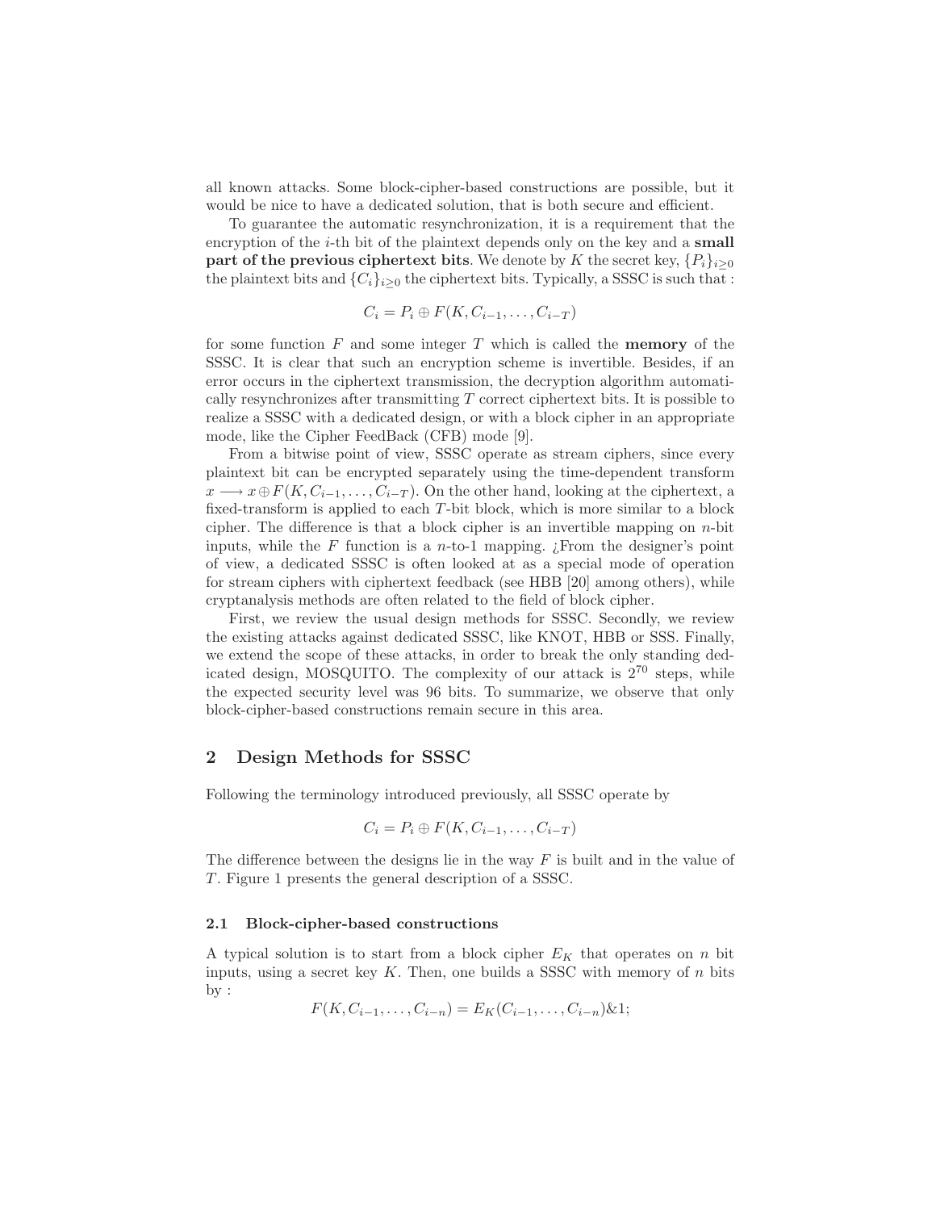all known attacks. Some block-cipher-based constructions are possible, but it would be nice to have a dedicated solution, that is both secure and efficient.

To guarantee the automatic resynchronization, it is a requirement that the encryption of the $i$-th bit of the plaintext depends only on the key and a **small part of the previous ciphertext bits**. We denote by $K$ the secret key, $\{P_i\}_{i\geq 0}$ the plaintext bits and $\{C_i\}_{i\geq 0}$ the ciphertext bits. Typically, a SSSC is such that :

$$C_i = P_i \oplus F(K, C_{i-1}, \ldots, C_{i-T})$$

for some function $F$ and some integer $T$ which is called the **memory** of the SSSC. It is clear that such an encryption scheme is invertible. Besides, if an error occurs in the ciphertext transmission, the decryption algorithm automatically resynchronizes after transmitting $T$ correct ciphertext bits. It is possible to realize a SSSC with a dedicated design, or with a block cipher in an appropriate mode, like the Cipher FeedBack (CFB) mode [9].

From a bitwise point of view, SSSC operate as stream ciphers, since every plaintext bit can be encrypted separately using the time-dependent transform $x \longrightarrow x \oplus F(K, C_{i-1}, \ldots, C_{i-T})$. On the other hand, looking at the ciphertext, a fixed-transform is applied to each $T$-bit block, which is more similar to a block cipher. The difference is that a block cipher is an invertible mapping on $n$-bit inputs, while the $F$ function is a $n$-to-1 mapping. ¿From the designer's point of view, a dedicated SSSC is often looked at as a special mode of operation for stream ciphers with ciphertext feedback (see HBB [20] among others), while cryptanalysis methods are often related to the field of block cipher.

First, we review the usual design methods for SSSC. Secondly, we review the existing attacks against dedicated SSSC, like KNOT, HBB or SSS. Finally, we extend the scope of these attacks, in order to break the only standing dedicated design, MOSQUITO. The complexity of our attack is $2^{70}$ steps, while the expected security level was 96 bits. To summarize, we observe that only block-cipher-based constructions remain secure in this area.

## 2 Design Methods for SSSC

Following the terminology introduced previously, all SSSC operate by

$$C_i = P_i \oplus F(K, C_{i-1}, \ldots, C_{i-T})$$

The difference between the designs lie in the way $F$ is built and in the value of $T$. Figure 1 presents the general description of a SSSC.

### 2.1 Block-cipher-based constructions

A typical solution is to start from a block cipher $E_K$ that operates on $n$ bit inputs, using a secret key $K$. Then, one builds a SSSC with memory of $n$ bits by :

$$F(K, C_{i-1}, \ldots, C_{i-n}) = E_K(C_{i-1}, \ldots, C_{i-n})\&1;$$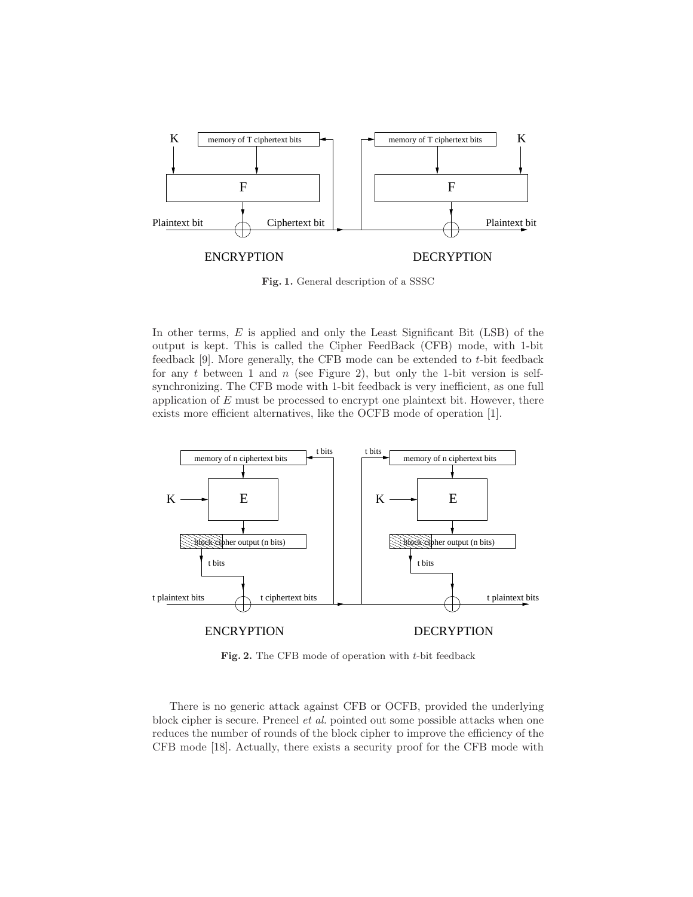Fig. 1. General description of a SSSC

In other terms, $E$ is applied and only the Least Significant Bit (LSB) of the output is kept. This is called the Cipher FeedBack (CFB) mode, with 1-bit feedback [9]. More generally, the CFB mode can be extended to $t$-bit feedback for any $t$ between 1 and $n$ (see Figure 2), but only the 1-bit version is self-synchronizing. The CFB mode with 1-bit feedback is very inefficient, as one full application of $E$ must be processed to encrypt one plaintext bit. However, there exists more efficient alternatives, like the OCFB mode of operation [1].

Fig. 2. The CFB mode of operation with $t$-bit feedback

There is no generic attack against CFB or OCFB, provided the underlying block cipher is secure. Preneel *et al.* pointed out some possible attacks when one reduces the number of rounds of the block cipher to improve the efficiency of the CFB mode [18]. Actually, there exists a security proof for the CFB mode with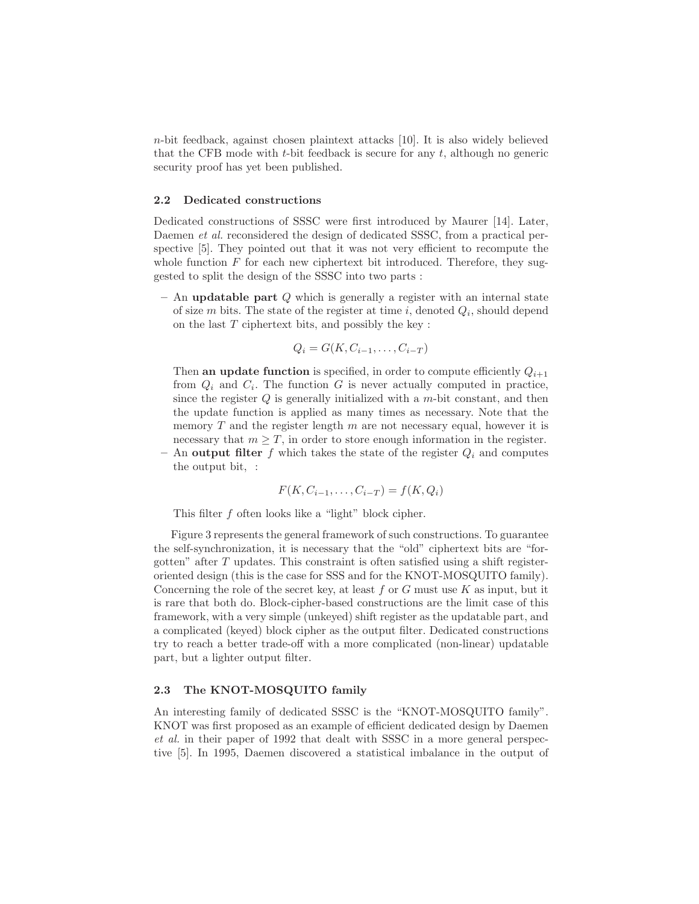$n$-bit feedback, against chosen plaintext attacks [10]. It is also widely believed that the CFB mode with $t$-bit feedback is secure for any $t$, although no generic security proof has yet been published.

### 2.2 Dedicated constructions

Dedicated constructions of SSSC were first introduced by Maurer [14]. Later, Daemen *et al.* reconsidered the design of dedicated SSSC, from a practical perspective [5]. They pointed out that it was not very efficient to recompute the whole function $F$ for each new ciphertext bit introduced. Therefore, they suggested to split the design of the SSSC into two parts :

- An **updatable part** $Q$ which is generally a register with an internal state of size $m$ bits. The state of the register at time $i$, denoted $Q_i$, should depend on the last $T$ ciphertext bits, and possibly the key :

$$Q_i = G(K, C_{i-1}, \ldots, C_{i-T})$$

  Then **an update function** is specified, in order to compute efficiently $Q_{i+1}$ from $Q_i$ and $C_i$. The function $G$ is never actually computed in practice, since the register $Q$ is generally initialized with a $m$-bit constant, and then the update function is applied as many times as necessary. Note that the memory $T$ and the register length $m$ are not necessary equal, however it is necessary that $m \geq T$, in order to store enough information in the register.
- An **output filter** $f$ which takes the state of the register $Q_i$ and computes the output bit, :

$$F(K, C_{i-1}, \ldots, C_{i-T}) = f(K, Q_i)$$

  This filter $f$ often looks like a "light" block cipher.

Figure 3 represents the general framework of such constructions. To guarantee the self-synchronization, it is necessary that the "old" ciphertext bits are "forgotten" after $T$ updates. This constraint is often satisfied using a shift register-oriented design (this is the case for SSS and for the KNOT-MOSQUITO family). Concerning the role of the secret key, at least $f$ or $G$ must use $K$ as input, but it is rare that both do. Block-cipher-based constructions are the limit case of this framework, with a very simple (unkeyed) shift register as the updatable part, and a complicated (keyed) block cipher as the output filter. Dedicated constructions try to reach a better trade-off with a more complicated (non-linear) updatable part, but a lighter output filter.

### 2.3 The KNOT-MOSQUITO family

An interesting family of dedicated SSSC is the "KNOT-MOSQUITO family". KNOT was first proposed as an example of efficient dedicated design by Daemen *et al.* in their paper of 1992 that dealt with SSSC in a more general perspective [5]. In 1995, Daemen discovered a statistical imbalance in the output of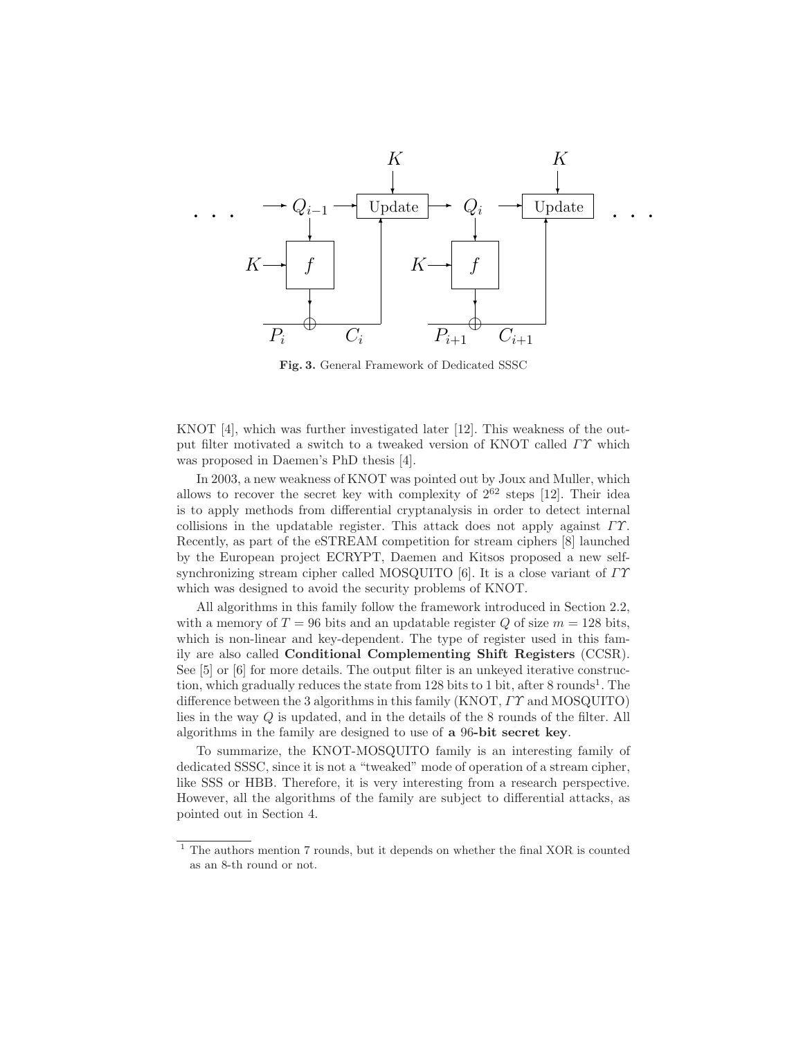Fig. 3. General Framework of Dedicated SSSC

KNOT [4], which was further investigated later [12]. This weakness of the output filter motivated a switch to a tweaked version of KNOT called $\Gamma\Upsilon$ which was proposed in Daemen's PhD thesis [4].

In 2003, a new weakness of KNOT was pointed out by Joux and Muller, which allows to recover the secret key with complexity of $2^{62}$ steps [12]. Their idea is to apply methods from differential cryptanalysis in order to detect internal collisions in the updatable register. This attack does not apply against $\Gamma\Upsilon$. Recently, as part of the eSTREAM competition for stream ciphers [8] launched by the European project ECRYPT, Daemen and Kitsos proposed a new self-synchronizing stream cipher called MOSQUITO [6]. It is a close variant of $\Gamma\Upsilon$ which was designed to avoid the security problems of KNOT.

All algorithms in this family follow the framework introduced in Section 2.2, with a memory of $T = 96$ bits and an updatable register $Q$ of size $m = 128$ bits, which is non-linear and key-dependent. The type of register used in this family are also called **Conditional Complementing Shift Registers** (CCSR). See [5] or [6] for more details. The output filter is an unkeyed iterative construction, which gradually reduces the state from 128 bits to 1 bit, after 8 rounds[1]. The difference between the 3 algorithms in this family (KNOT, $\Gamma\Upsilon$ and MOSQUITO) lies in the way $Q$ is updated, and in the details of the 8 rounds of the filter. All algorithms in the family are designed to use of **a** 96**-bit secret key**.

To summarize, the KNOT-MOSQUITO family is an interesting family of dedicated SSSC, since it is not a "tweaked" mode of operation of a stream cipher, like SSS or HBB. Therefore, it is very interesting from a research perspective. However, all the algorithms of the family are subject to differential attacks, as pointed out in Section 4.

[1] The authors mention 7 rounds, but it depends on whether the final XOR is counted as an 8-th round or not.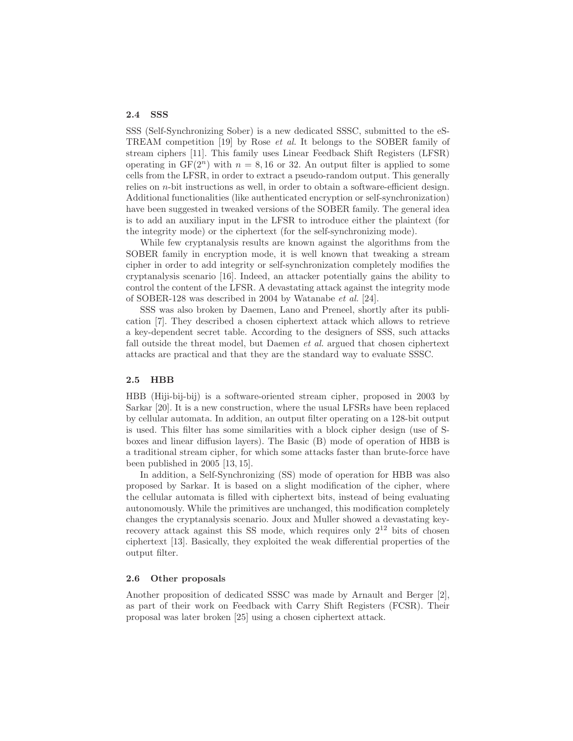### 2.4 SSS

SSS (Self-Synchronizing Sober) is a new dedicated SSSC, submitted to the eSTREAM competition [19] by Rose *et al.* It belongs to the SOBER family of stream ciphers [11]. This family uses Linear Feedback Shift Registers (LFSR) operating in $\mathrm{GF}(2^n)$ with $n = 8, 16$ or 32. An output filter is applied to some cells from the LFSR, in order to extract a pseudo-random output. This generally relies on $n$-bit instructions as well, in order to obtain a software-efficient design. Additional functionalities (like authenticated encryption or self-synchronization) have been suggested in tweaked versions of the SOBER family. The general idea is to add an auxiliary input in the LFSR to introduce either the plaintext (for the integrity mode) or the ciphertext (for the self-synchronizing mode).

While few cryptanalysis results are known against the algorithms from the SOBER family in encryption mode, it is well known that tweaking a stream cipher in order to add integrity or self-synchronization completely modifies the cryptanalysis scenario [16]. Indeed, an attacker potentially gains the ability to control the content of the LFSR. A devastating attack against the integrity mode of SOBER-128 was described in 2004 by Watanabe *et al.* [24].

SSS was also broken by Daemen, Lano and Preneel, shortly after its publication [7]. They described a chosen ciphertext attack which allows to retrieve a key-dependent secret table. According to the designers of SSS, such attacks fall outside the threat model, but Daemen *et al.* argued that chosen ciphertext attacks are practical and that they are the standard way to evaluate SSSC.

### 2.5 HBB

HBB (Hiji-bij-bij) is a software-oriented stream cipher, proposed in 2003 by Sarkar [20]. It is a new construction, where the usual LFSRs have been replaced by cellular automata. In addition, an output filter operating on a 128-bit output is used. This filter has some similarities with a block cipher design (use of S-boxes and linear diffusion layers). The Basic (B) mode of operation of HBB is a traditional stream cipher, for which some attacks faster than brute-force have been published in 2005 [13, 15].

In addition, a Self-Synchronizing (SS) mode of operation for HBB was also proposed by Sarkar. It is based on a slight modification of the cipher, where the cellular automata is filled with ciphertext bits, instead of being evaluating autonomously. While the primitives are unchanged, this modification completely changes the cryptanalysis scenario. Joux and Muller showed a devastating key-recovery attack against this SS mode, which requires only $2^{12}$ bits of chosen ciphertext [13]. Basically, they exploited the weak differential properties of the output filter.

### 2.6 Other proposals

Another proposition of dedicated SSSC was made by Arnault and Berger [2], as part of their work on Feedback with Carry Shift Registers (FCSR). Their proposal was later broken [25] using a chosen ciphertext attack.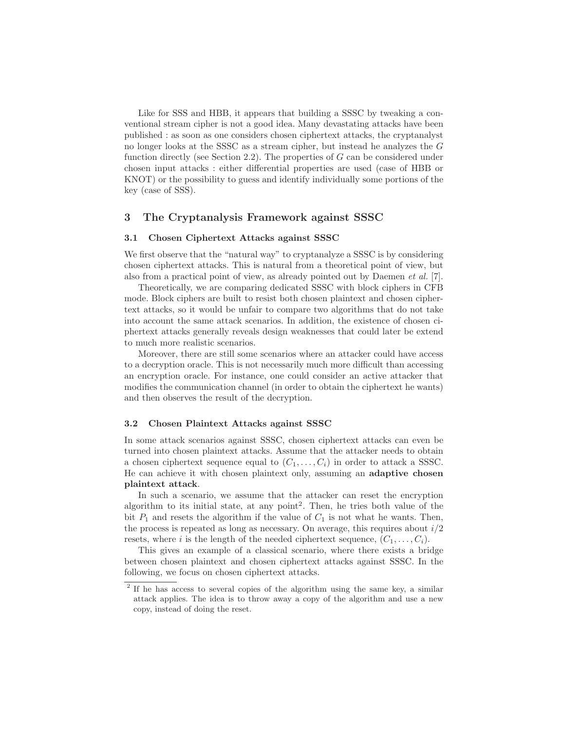Like for SSS and HBB, it appears that building a SSSC by tweaking a conventional stream cipher is not a good idea. Many devastating attacks have been published : as soon as one considers chosen ciphertext attacks, the cryptanalyst no longer looks at the SSSC as a stream cipher, but instead he analyzes the $G$ function directly (see Section 2.2). The properties of $G$ can be considered under chosen input attacks : either differential properties are used (case of HBB or KNOT) or the possibility to guess and identify individually some portions of the key (case of SSS).

## 3 The Cryptanalysis Framework against SSSC

### 3.1 Chosen Ciphertext Attacks against SSSC

We first observe that the "natural way" to cryptanalyze a SSSC is by considering chosen ciphertext attacks. This is natural from a theoretical point of view, but also from a practical point of view, as already pointed out by Daemen *et al.* [7].

Theoretically, we are comparing dedicated SSSC with block ciphers in CFB mode. Block ciphers are built to resist both chosen plaintext and chosen ciphertext attacks, so it would be unfair to compare two algorithms that do not take into account the same attack scenarios. In addition, the existence of chosen ciphertext attacks generally reveals design weaknesses that could later be extend to much more realistic scenarios.

Moreover, there are still some scenarios where an attacker could have access to a decryption oracle. This is not necessarily much more difficult than accessing an encryption oracle. For instance, one could consider an active attacker that modifies the communication channel (in order to obtain the ciphertext he wants) and then observes the result of the decryption.

### 3.2 Chosen Plaintext Attacks against SSSC

In some attack scenarios against SSSC, chosen ciphertext attacks can even be turned into chosen plaintext attacks. Assume that the attacker needs to obtain a chosen ciphertext sequence equal to $(C_1, \ldots, C_i)$ in order to attack a SSSC. He can achieve it with chosen plaintext only, assuming an **adaptive chosen plaintext attack**.

In such a scenario, we assume that the attacker can reset the encryption algorithm to its initial state, at any point[2]. Then, he tries both value of the bit $P_1$ and resets the algorithm if the value of $C_1$ is not what he wants. Then, the process is repeated as long as necessary. On average, this requires about $i/2$ resets, where $i$ is the length of the needed ciphertext sequence, $(C_1, \ldots, C_i)$.

This gives an example of a classical scenario, where there exists a bridge between chosen plaintext and chosen ciphertext attacks against SSSC. In the following, we focus on chosen ciphertext attacks.

[2] If he has access to several copies of the algorithm using the same key, a similar attack applies. The idea is to throw away a copy of the algorithm and use a new copy, instead of doing the reset.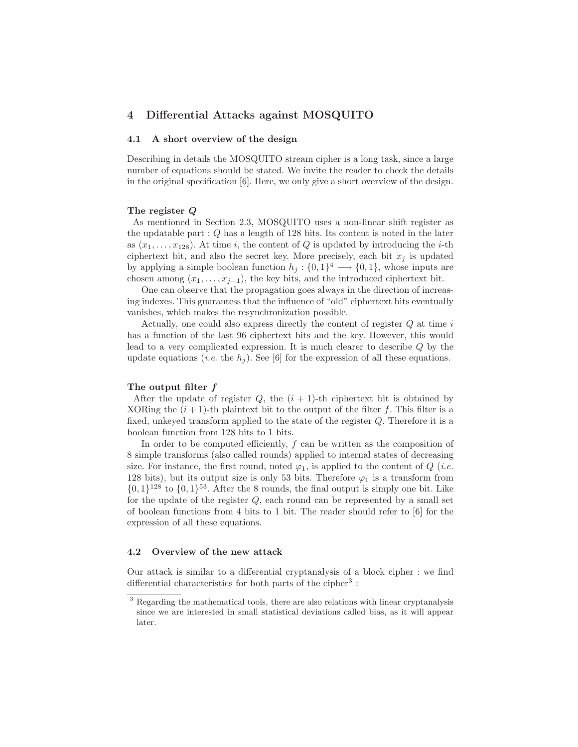## 4 Differential Attacks against MOSQUITO

### 4.1 A short overview of the design

Describing in details the MOSQUITO stream cipher is a long task, since a large number of equations should be stated. We invite the reader to check the details in the original specification [6]. Here, we only give a short overview of the design.

**The register $Q$**

As mentioned in Section 2.3, MOSQUITO uses a non-linear shift register as the updatable part : $Q$ has a length of 128 bits. Its content is noted in the later as $(x_1, \ldots, x_{128})$. At time $i$, the content of $Q$ is updated by introducing the $i$-th ciphertext bit, and also the secret key. More precisely, each bit $x_j$ is updated by applying a simple boolean function $h_j : \{0,1\}^4 \longrightarrow \{0,1\}$, whose inputs are chosen among $(x_1, \ldots, x_{j-1})$, the key bits, and the introduced ciphertext bit.

One can observe that the propagation goes always in the direction of increasing indexes. This guaranstess that the influence of "old" ciphertext bits eventually vanishes, which makes the resynchronization possible.

Actually, one could also express directly the content of register $Q$ at time $i$ has a function of the last 96 ciphertext bits and the key. However, this would lead to a very complicated expression. It is much clearer to describe $Q$ by the update equations (*i.e.* the $h_j$). See [6] for the expression of all these equations.

**The output filter $f$**

After the update of register $Q$, the $(i+1)$-th ciphertext bit is obtained by XORing the $(i+1)$-th plaintext bit to the output of the filter $f$. This filter is a fixed, unkeyed transform applied to the state of the register $Q$. Therefore it is a boolean function from 128 bits to 1 bits.

In order to be computed efficiently, $f$ can be written as the composition of 8 simple transforms (also called rounds) applied to internal states of decreasing size. For instance, the first round, noted $\varphi_1$, is applied to the content of $Q$ (*i.e.* 128 bits), but its output size is only 53 bits. Therefore $\varphi_1$ is a transform from $\{0,1\}^{128}$ to $\{0,1\}^{53}$. After the 8 rounds, the final output is simply one bit. Like for the update of the register $Q$, each round can be represented by a small set of boolean functions from 4 bits to 1 bit. The reader should refer to [6] for the expression of all these equations.

### 4.2 Overview of the new attack

Our attack is similar to a differential cryptanalysis of a block cipher : we find differential characteristics for both parts of the cipher[3] :

[3] Regarding the mathematical tools, there are also relations with linear cryptanalysis since we are interested in small statistical deviations called bias, as it will appear later.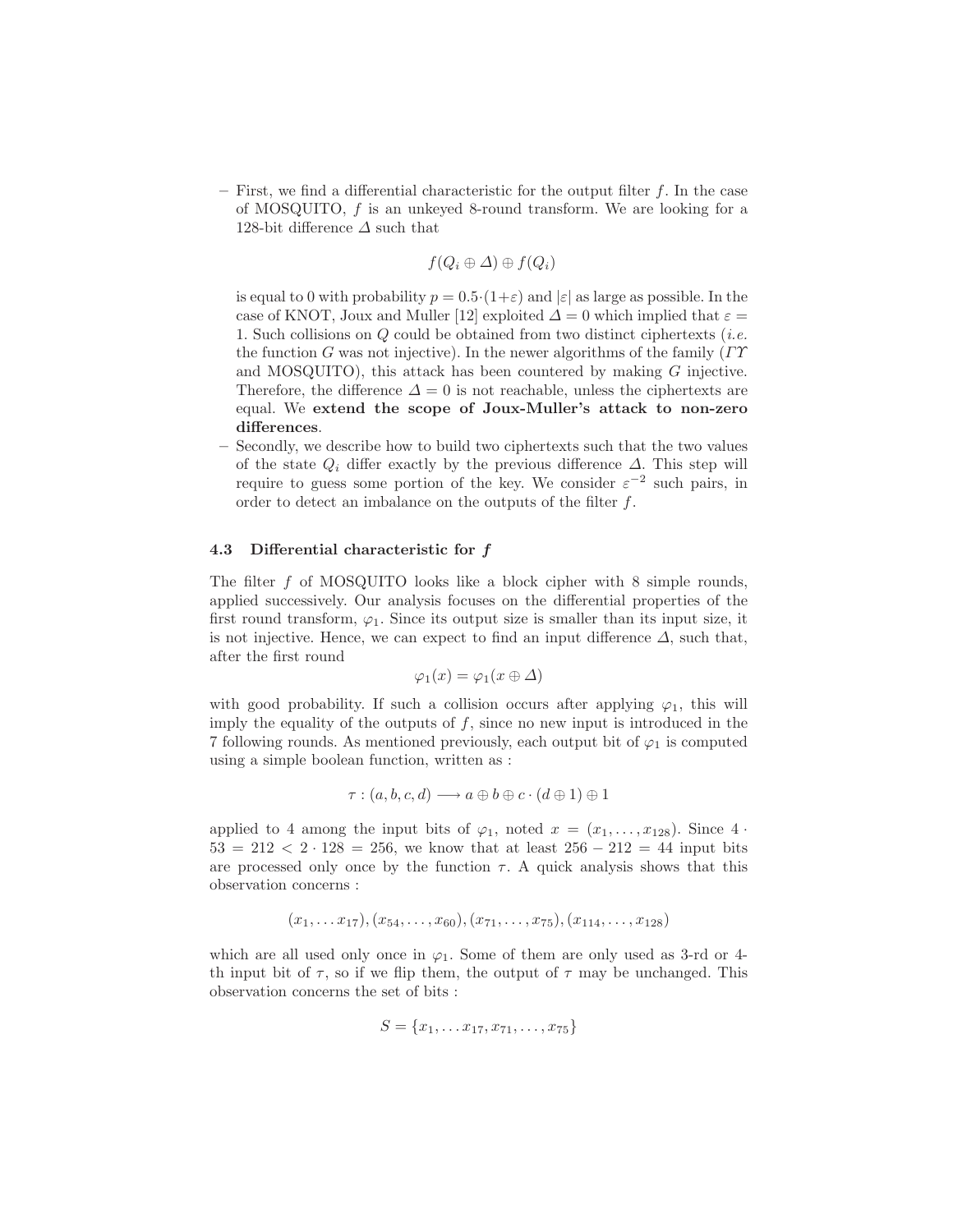- First, we find a differential characteristic for the output filter $f$. In the case of MOSQUITO, $f$ is an unkeyed 8-round transform. We are looking for a 128-bit difference $\varDelta$ such that

$$f(Q_i \oplus \varDelta) \oplus f(Q_i)$$

is equal to 0 with probability $p = 0.5 \cdot (1+\varepsilon)$ and $|\varepsilon|$ as large as possible. In the case of KNOT, Joux and Muller [12] exploited $\varDelta = 0$ which implied that $\varepsilon = 1$. Such collisions on $Q$ could be obtained from two distinct ciphertexts (*i.e.* the function $G$ was not injective). In the newer algorithms of the family ($\varGamma\varUpsilon$ and MOSQUITO), this attack has been countered by making $G$ injective. Therefore, the difference $\varDelta = 0$ is not reachable, unless the ciphertexts are equal. We **extend the scope of Joux-Muller's attack to non-zero differences**.
- Secondly, we describe how to build two ciphertexts such that the two values of the state $Q_i$ differ exactly by the previous difference $\varDelta$. This step will require to guess some portion of the key. We consider $\varepsilon^{-2}$ such pairs, in order to detect an imbalance on the outputs of the filter $f$.

### 4.3 Differential characteristic for $f$

The filter $f$ of MOSQUITO looks like a block cipher with 8 simple rounds, applied successively. Our analysis focuses on the differential properties of the first round transform, $\varphi_1$. Since its output size is smaller than its input size, it is not injective. Hence, we can expect to find an input difference $\varDelta$, such that, after the first round

$$\varphi_1(x) = \varphi_1(x \oplus \varDelta)$$

with good probability. If such a collision occurs after applying $\varphi_1$, this will imply the equality of the outputs of $f$, since no new input is introduced in the 7 following rounds. As mentioned previously, each output bit of $\varphi_1$ is computed using a simple boolean function, written as :

$$\tau : (a, b, c, d) \longrightarrow a \oplus b \oplus c \cdot (d \oplus 1) \oplus 1$$

applied to 4 among the input bits of $\varphi_1$, noted $x = (x_1, \ldots, x_{128})$. Since $4 \cdot 53 = 212 < 2 \cdot 128 = 256$, we know that at least $256 - 212 = 44$ input bits are processed only once by the function $\tau$. A quick analysis shows that this observation concerns :

$$(x_1, \ldots x_{17}), (x_{54}, \ldots, x_{60}), (x_{71}, \ldots, x_{75}), (x_{114}, \ldots, x_{128})$$

which are all used only once in $\varphi_1$. Some of them are only used as 3-rd or 4-th input bit of $\tau$, so if we flip them, the output of $\tau$ may be unchanged. This observation concerns the set of bits :

$$S = \{x_1, \ldots x_{17}, x_{71}, \ldots, x_{75}\}$$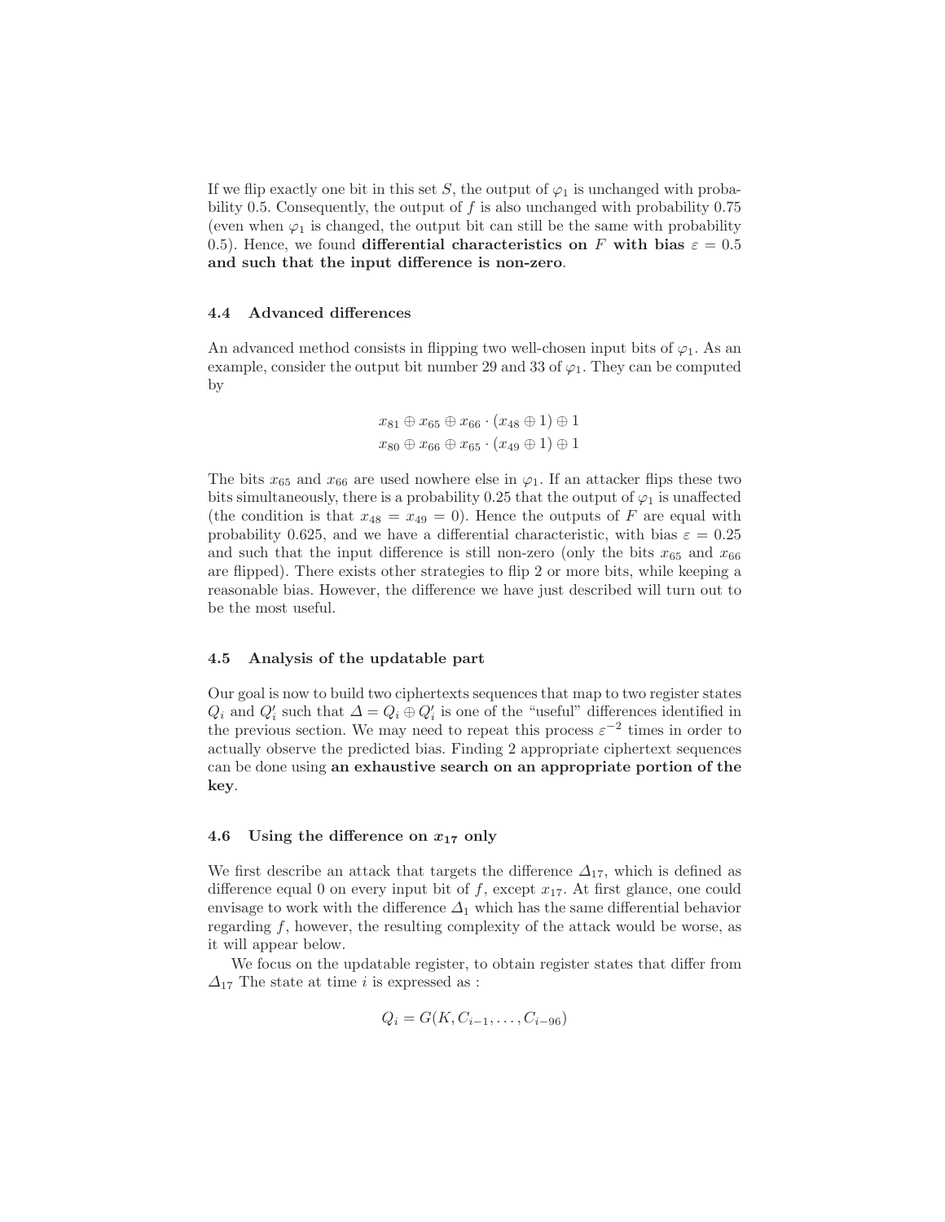If we flip exactly one bit in this set $S$, the output of $\varphi_1$ is unchanged with probability 0.5. Consequently, the output of $f$ is also unchanged with probability 0.75 (even when $\varphi_1$ is changed, the output bit can still be the same with probability 0.5). Hence, we found **differential characteristics on $F$ with bias $\varepsilon = 0.5$ and such that the input difference is non-zero**.

### 4.4 Advanced differences

An advanced method consists in flipping two well-chosen input bits of $\varphi_1$. As an example, consider the output bit number 29 and 33 of $\varphi_1$. They can be computed by

$$x_{81} \oplus x_{65} \oplus x_{66} \cdot (x_{48} \oplus 1) \oplus 1$$
$$x_{80} \oplus x_{66} \oplus x_{65} \cdot (x_{49} \oplus 1) \oplus 1$$

The bits $x_{65}$ and $x_{66}$ are used nowhere else in $\varphi_1$. If an attacker flips these two bits simultaneously, there is a probability 0.25 that the output of $\varphi_1$ is unaffected (the condition is that $x_{48} = x_{49} = 0$). Hence the outputs of $F$ are equal with probability 0.625, and we have a differential characteristic, with bias $\varepsilon = 0.25$ and such that the input difference is still non-zero (only the bits $x_{65}$ and $x_{66}$ are flipped). There exists other strategies to flip 2 or more bits, while keeping a reasonable bias. However, the difference we have just described will turn out to be the most useful.

### 4.5 Analysis of the updatable part

Our goal is now to build two ciphertexts sequences that map to two register states $Q_i$ and $Q'_i$ such that $\Delta = Q_i \oplus Q'_i$ is one of the "useful" differences identified in the previous section. We may need to repeat this process $\varepsilon^{-2}$ times in order to actually observe the predicted bias. Finding 2 appropriate ciphertext sequences can be done using **an exhaustive search on an appropriate portion of the key**.

### 4.6 Using the difference on $x_{17}$ only

We first describe an attack that targets the difference $\Delta_{17}$, which is defined as difference equal 0 on every input bit of $f$, except $x_{17}$. At first glance, one could envisage to work with the difference $\Delta_1$ which has the same differential behavior regarding $f$, however, the resulting complexity of the attack would be worse, as it will appear below.

We focus on the updatable register, to obtain register states that differ from $\Delta_{17}$ The state at time $i$ is expressed as :

$$Q_i = G(K, C_{i-1}, \ldots, C_{i-96})$$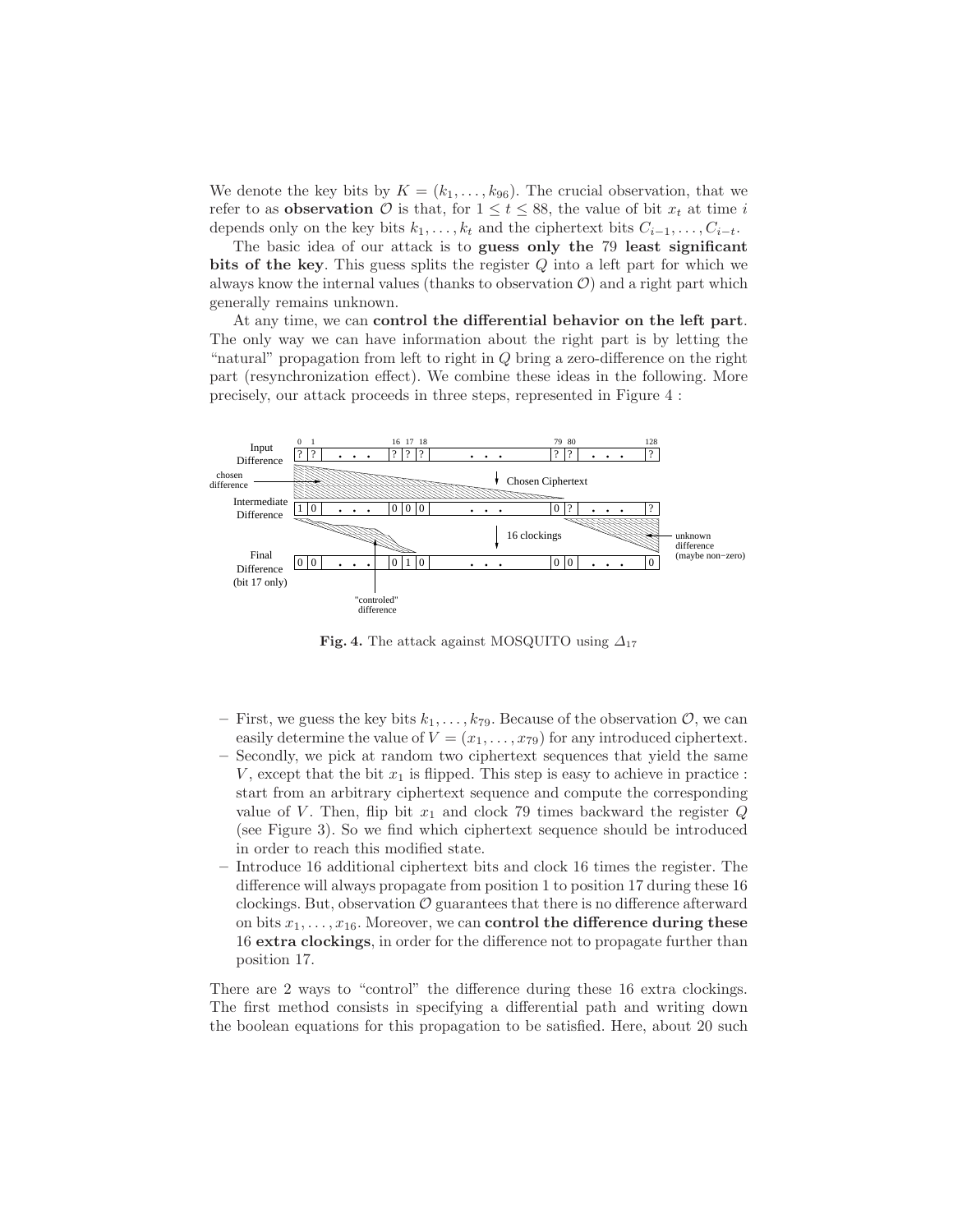We denote the key bits by $K = (k_1, \ldots, k_{96})$. The crucial observation, that we refer to as **observation** $\mathcal{O}$ is that, for $1 \leq t \leq 88$, the value of bit $x_t$ at time $i$ depends only on the key bits $k_1, \ldots, k_t$ and the ciphertext bits $C_{i-1}, \ldots, C_{i-t}$.

The basic idea of our attack is to **guess only the 79 least significant bits of the key**. This guess splits the register $Q$ into a left part for which we always know the internal values (thanks to observation $\mathcal{O}$) and a right part which generally remains unknown.

At any time, we can **control the differential behavior on the left part**. The only way we can have information about the right part is by letting the "natural" propagation from left to right in $Q$ bring a zero-difference on the right part (resynchronization effect). We combine these ideas in the following. More precisely, our attack proceeds in three steps, represented in Figure 4 :

**Fig. 4.** The attack against MOSQUITO using $\Delta_{17}$

- First, we guess the key bits $k_1, \ldots, k_{79}$. Because of the observation $\mathcal{O}$, we can easily determine the value of $V = (x_1, \ldots, x_{79})$ for any introduced ciphertext.
- Secondly, we pick at random two ciphertext sequences that yield the same $V$, except that the bit $x_1$ is flipped. This step is easy to achieve in practice : start from an arbitrary ciphertext sequence and compute the corresponding value of $V$. Then, flip bit $x_1$ and clock 79 times backward the register $Q$ (see Figure 3). So we find which ciphertext sequence should be introduced in order to reach this modified state.
- Introduce 16 additional ciphertext bits and clock 16 times the register. The difference will always propagate from position 1 to position 17 during these 16 clockings. But, observation $\mathcal{O}$ guarantees that there is no difference afterward on bits $x_1, \ldots, x_{16}$. Moreover, we can **control the difference during these 16 extra clockings**, in order for the difference not to propagate further than position 17.

There are 2 ways to "control" the difference during these 16 extra clockings. The first method consists in specifying a differential path and writing down the boolean equations for this propagation to be satisfied. Here, about 20 such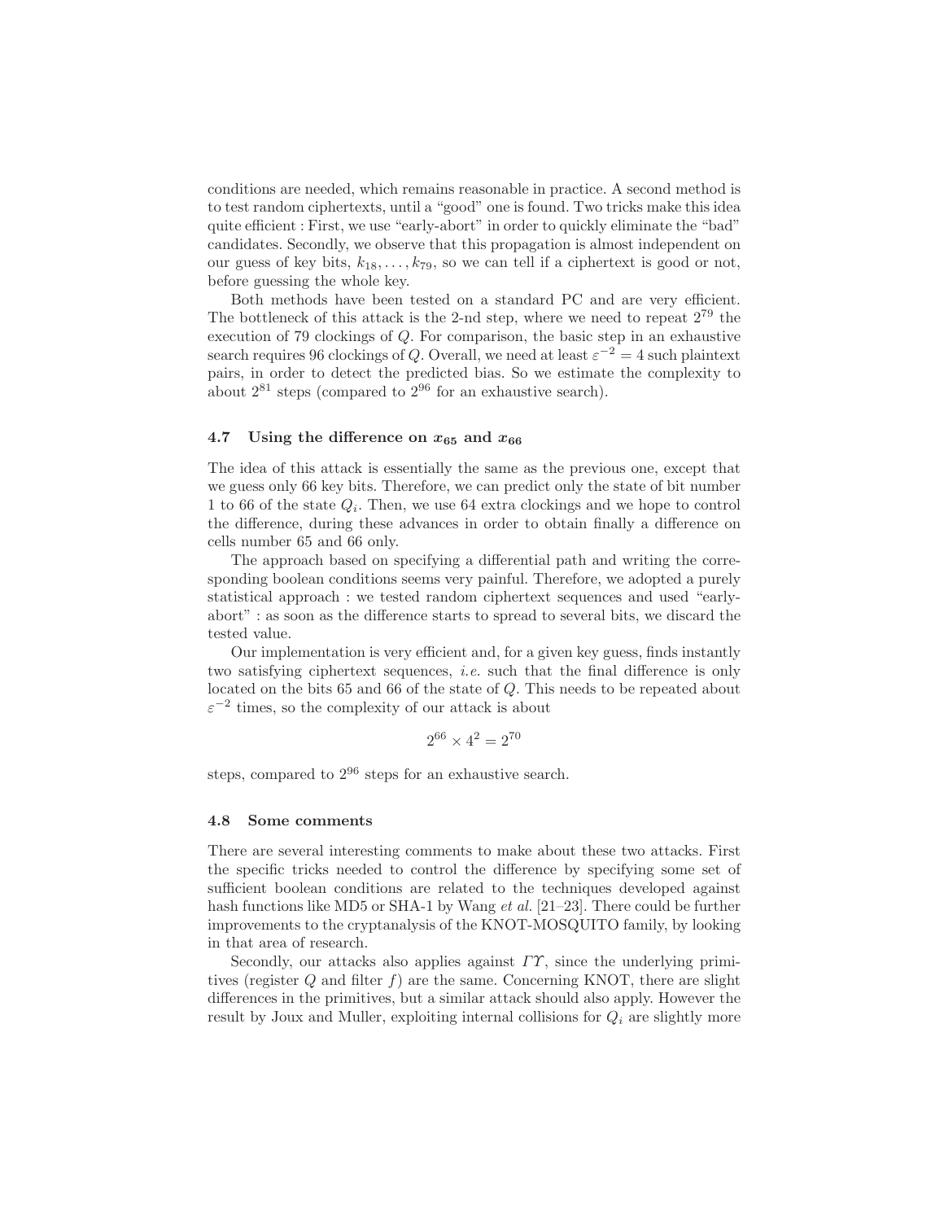conditions are needed, which remains reasonable in practice. A second method is to test random ciphertexts, until a "good" one is found. Two tricks make this idea quite efficient : First, we use "early-abort" in order to quickly eliminate the "bad" candidates. Secondly, we observe that this propagation is almost independent on our guess of key bits, $k_{18}, \ldots, k_{79}$, so we can tell if a ciphertext is good or not, before guessing the whole key.

Both methods have been tested on a standard PC and are very efficient. The bottleneck of this attack is the 2-nd step, where we need to repeat $2^{79}$ the execution of 79 clockings of $Q$. For comparison, the basic step in an exhaustive search requires 96 clockings of $Q$. Overall, we need at least $\varepsilon^{-2} = 4$ such plaintext pairs, in order to detect the predicted bias. So we estimate the complexity to about $2^{81}$ steps (compared to $2^{96}$ for an exhaustive search).

### 4.7 Using the difference on $x_{65}$ and $x_{66}$

The idea of this attack is essentially the same as the previous one, except that we guess only 66 key bits. Therefore, we can predict only the state of bit number 1 to 66 of the state $Q_i$. Then, we use 64 extra clockings and we hope to control the difference, during these advances in order to obtain finally a difference on cells number 65 and 66 only.

The approach based on specifying a differential path and writing the corresponding boolean conditions seems very painful. Therefore, we adopted a purely statistical approach : we tested random ciphertext sequences and used "early-abort" : as soon as the difference starts to spread to several bits, we discard the tested value.

Our implementation is very efficient and, for a given key guess, finds instantly two satisfying ciphertext sequences, *i.e.* such that the final difference is only located on the bits 65 and 66 of the state of $Q$. This needs to be repeated about $\varepsilon^{-2}$ times, so the complexity of our attack is about

$$2^{66} \times 4^2 = 2^{70}$$

steps, compared to $2^{96}$ steps for an exhaustive search.

### 4.8 Some comments

There are several interesting comments to make about these two attacks. First the specific tricks needed to control the difference by specifying some set of sufficient boolean conditions are related to the techniques developed against hash functions like MD5 or SHA-1 by Wang *et al.* [21–23]. There could be further improvements to the cryptanalysis of the KNOT-MOSQUITO family, by looking in that area of research.

Secondly, our attacks also applies against $\Gamma\Upsilon$, since the underlying primitives (register $Q$ and filter $f$) are the same. Concerning KNOT, there are slight differences in the primitives, but a similar attack should also apply. However the result by Joux and Muller, exploiting internal collisions for $Q_i$ are slightly more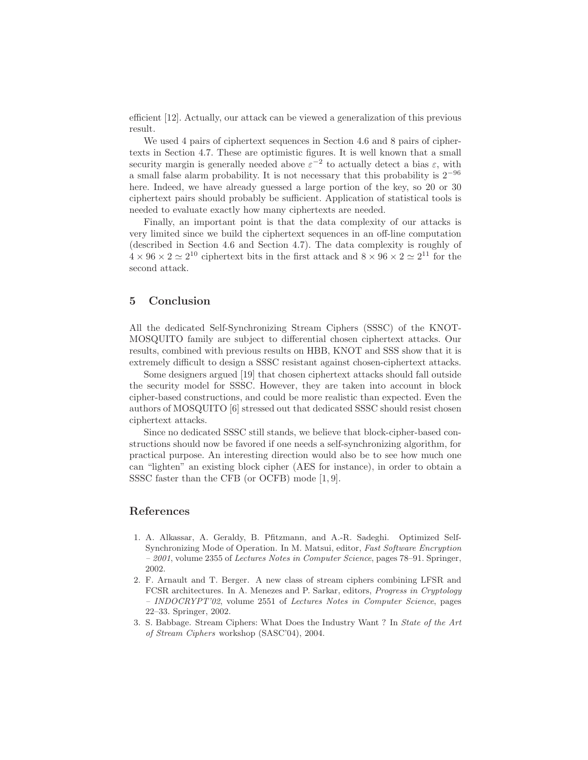efficient [12]. Actually, our attack can be viewed a generalization of this previous result.

We used 4 pairs of ciphertext sequences in Section 4.6 and 8 pairs of ciphertexts in Section 4.7. These are optimistic figures. It is well known that a small security margin is generally needed above $\varepsilon^{-2}$ to actually detect a bias $\varepsilon$, with a small false alarm probability. It is not necessary that this probability is $2^{-96}$ here. Indeed, we have already guessed a large portion of the key, so 20 or 30 ciphertext pairs should probably be sufficient. Application of statistical tools is needed to evaluate exactly how many ciphertexts are needed.

Finally, an important point is that the data complexity of our attacks is very limited since we build the ciphertext sequences in an off-line computation (described in Section 4.6 and Section 4.7). The data complexity is roughly of $4 \times 96 \times 2 \simeq 2^{10}$ ciphertext bits in the first attack and $8 \times 96 \times 2 \simeq 2^{11}$ for the second attack.

## 5 Conclusion

All the dedicated Self-Synchronizing Stream Ciphers (SSSC) of the KNOT-MOSQUITO family are subject to differential chosen ciphertext attacks. Our results, combined with previous results on HBB, KNOT and SSS show that it is extremely difficult to design a SSSC resistant against chosen-ciphertext attacks.

Some designers argued [19] that chosen ciphertext attacks should fall outside the security model for SSSC. However, they are taken into account in block cipher-based constructions, and could be more realistic than expected. Even the authors of MOSQUITO [6] stressed out that dedicated SSSC should resist chosen ciphertext attacks.

Since no dedicated SSSC still stands, we believe that block-cipher-based constructions should now be favored if one needs a self-synchronizing algorithm, for practical purpose. An interesting direction would also be to see how much one can "lighten" an existing block cipher (AES for instance), in order to obtain a SSSC faster than the CFB (or OCFB) mode [1, 9].

## References

1. A. Alkassar, A. Geraldy, B. Pfitzmann, and A.-R. Sadeghi. Optimized Self-Synchronizing Mode of Operation. In M. Matsui, editor, *Fast Software Encryption – 2001*, volume 2355 of *Lectures Notes in Computer Science*, pages 78–91. Springer, 2002.
2. F. Arnault and T. Berger. A new class of stream ciphers combining LFSR and FCSR architectures. In A. Menezes and P. Sarkar, editors, *Progress in Cryptology – INDOCRYPT'02*, volume 2551 of *Lectures Notes in Computer Science*, pages 22–33. Springer, 2002.
3. S. Babbage. Stream Ciphers: What Does the Industry Want ? In *State of the Art of Stream Ciphers* workshop (SASC'04), 2004.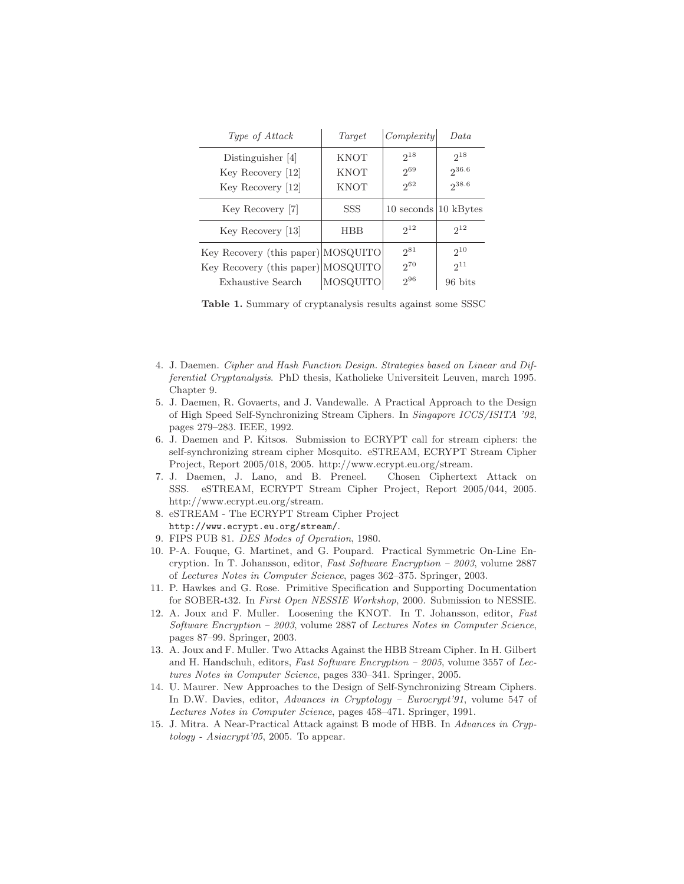| *Type of Attack* | *Target* | *Complexity* | *Data* |
|---|---|---|---|
| Distinguisher [4] | KNOT | $2^{18}$ | $2^{18}$ |
| Key Recovery [12] | KNOT | $2^{69}$ | $2^{36.6}$ |
| Key Recovery [12] | KNOT | $2^{62}$ | $2^{38.6}$ |
| Key Recovery [7] | SSS | 10 seconds | 10 kBytes |
| Key Recovery [13] | HBB | $2^{12}$ | $2^{12}$ |
| Key Recovery (this paper) | MOSQUITO | $2^{81}$ | $2^{10}$ |
| Key Recovery (this paper) | MOSQUITO | $2^{70}$ | $2^{11}$ |
| Exhaustive Search | MOSQUITO | $2^{96}$ | 96 bits |

**Table 1.** Summary of cryptanalysis results against some SSSC

4. J. Daemen. *Cipher and Hash Function Design. Strategies based on Linear and Differential Cryptanalysis*. PhD thesis, Katholieke Universiteit Leuven, march 1995. Chapter 9.
5. J. Daemen, R. Govaerts, and J. Vandewalle. A Practical Approach to the Design of High Speed Self-Synchronizing Stream Ciphers. In *Singapore ICCS/ISITA '92*, pages 279–283. IEEE, 1992.
6. J. Daemen and P. Kitsos. Submission to ECRYPT call for stream ciphers: the self-synchronizing stream cipher Mosquito. eSTREAM, ECRYPT Stream Cipher Project, Report 2005/018, 2005. http://www.ecrypt.eu.org/stream.
7. J. Daemen, J. Lano, and B. Preneel. Chosen Ciphertext Attack on SSS. eSTREAM, ECRYPT Stream Cipher Project, Report 2005/044, 2005. http://www.ecrypt.eu.org/stream.
8. eSTREAM - The ECRYPT Stream Cipher Project `http://www.ecrypt.eu.org/stream/`.
9. FIPS PUB 81. *DES Modes of Operation*, 1980.
10. P-A. Fouque, G. Martinet, and G. Poupard. Practical Symmetric On-Line Encryption. In T. Johansson, editor, *Fast Software Encryption – 2003*, volume 2887 of *Lectures Notes in Computer Science*, pages 362–375. Springer, 2003.
11. P. Hawkes and G. Rose. Primitive Specification and Supporting Documentation for SOBER-t32. In *First Open NESSIE Workshop*, 2000. Submission to NESSIE.
12. A. Joux and F. Muller. Loosening the KNOT. In T. Johansson, editor, *Fast Software Encryption – 2003*, volume 2887 of *Lectures Notes in Computer Science*, pages 87–99. Springer, 2003.
13. A. Joux and F. Muller. Two Attacks Against the HBB Stream Cipher. In H. Gilbert and H. Handschuh, editors, *Fast Software Encryption – 2005*, volume 3557 of *Lectures Notes in Computer Science*, pages 330–341. Springer, 2005.
14. U. Maurer. New Approaches to the Design of Self-Synchronizing Stream Ciphers. In D.W. Davies, editor, *Advances in Cryptology – Eurocrypt'91*, volume 547 of *Lectures Notes in Computer Science*, pages 458–471. Springer, 1991.
15. J. Mitra. A Near-Practical Attack against B mode of HBB. In *Advances in Cryptology - Asiacrypt'05*, 2005. To appear.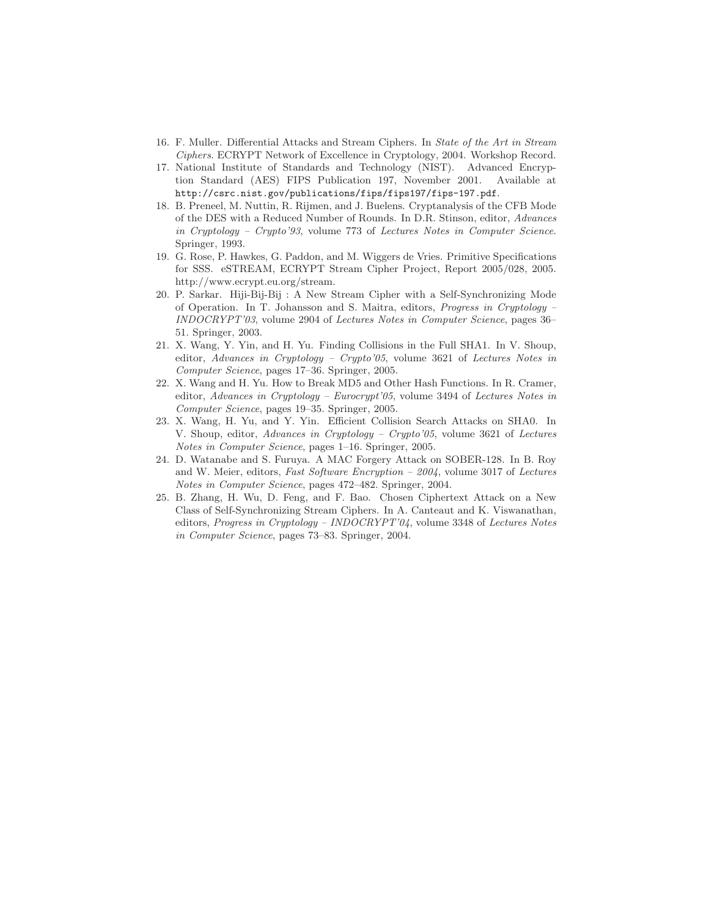16. F. Muller. Differential Attacks and Stream Ciphers. In *State of the Art in Stream Ciphers*. ECRYPT Network of Excellence in Cryptology, 2004. Workshop Record.
17. National Institute of Standards and Technology (NIST). Advanced Encryption Standard (AES) FIPS Publication 197, November 2001. Available at `http://csrc.nist.gov/publications/fips/fips197/fips-197.pdf`.
18. B. Preneel, M. Nuttin, R. Rijmen, and J. Buelens. Cryptanalysis of the CFB Mode of the DES with a Reduced Number of Rounds. In D.R. Stinson, editor, *Advances in Cryptology – Crypto'93*, volume 773 of *Lectures Notes in Computer Science*. Springer, 1993.
19. G. Rose, P. Hawkes, G. Paddon, and M. Wiggers de Vries. Primitive Specifications for SSS. eSTREAM, ECRYPT Stream Cipher Project, Report 2005/028, 2005. http://www.ecrypt.eu.org/stream.
20. P. Sarkar. Hiji-Bij-Bij : A New Stream Cipher with a Self-Synchronizing Mode of Operation. In T. Johansson and S. Maitra, editors, *Progress in Cryptology – INDOCRYPT'03*, volume 2904 of *Lectures Notes in Computer Science*, pages 36–51. Springer, 2003.
21. X. Wang, Y. Yin, and H. Yu. Finding Collisions in the Full SHA1. In V. Shoup, editor, *Advances in Cryptology – Crypto'05*, volume 3621 of *Lectures Notes in Computer Science*, pages 17–36. Springer, 2005.
22. X. Wang and H. Yu. How to Break MD5 and Other Hash Functions. In R. Cramer, editor, *Advances in Cryptology – Eurocrypt'05*, volume 3494 of *Lectures Notes in Computer Science*, pages 19–35. Springer, 2005.
23. X. Wang, H. Yu, and Y. Yin. Efficient Collision Search Attacks on SHA0. In V. Shoup, editor, *Advances in Cryptology – Crypto'05*, volume 3621 of *Lectures Notes in Computer Science*, pages 1–16. Springer, 2005.
24. D. Watanabe and S. Furuya. A MAC Forgery Attack on SOBER-128. In B. Roy and W. Meier, editors, *Fast Software Encryption – 2004*, volume 3017 of *Lectures Notes in Computer Science*, pages 472–482. Springer, 2004.
25. B. Zhang, H. Wu, D. Feng, and F. Bao. Chosen Ciphertext Attack on a New Class of Self-Synchronizing Stream Ciphers. In A. Canteaut and K. Viswanathan, editors, *Progress in Cryptology – INDOCRYPT'04*, volume 3348 of *Lectures Notes in Computer Science*, pages 73–83. Springer, 2004.